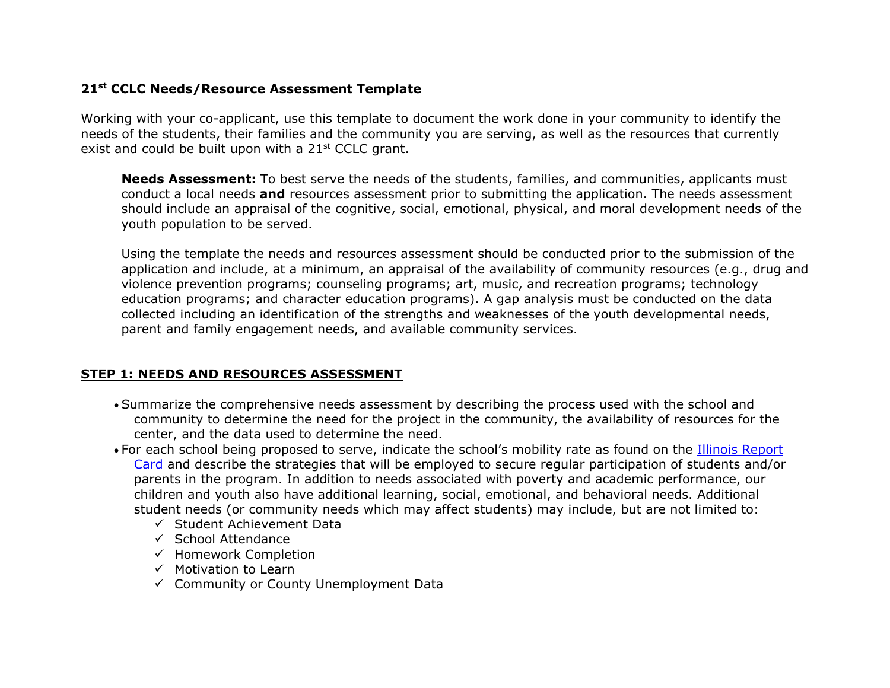**21st CCLC Needs/Resource Assessment Template**

Working with your co-applicant, use this template to document the work done in your community to identify the needs of the students, their families and the community you are serving, as well as the resources that currently exist and could be built upon with a 21st CCLC grant.

> **Needs Assessment:** To best serve the needs of the students, families, and communities, applicants must conduct a local needs **and** resources assessment prior to submitting the application. The needs assessment should include an appraisal of the cognitive, social, emotional, physical, and moral development needs of the youth population to be served.
>
> Using the template the needs and resources assessment should be conducted prior to the submission of the application and include, at a minimum, an appraisal of the availability of community resources (e.g., drug and violence prevention programs; counseling programs; art, music, and recreation programs; technology education programs; and character education programs). A gap analysis must be conducted on the data collected including an identification of the strengths and weaknesses of the youth developmental needs, parent and family engagement needs, and available community services.

**STEP 1: NEEDS AND RESOURCES ASSESSMENT**

- Summarize the comprehensive needs assessment by describing the process used with the school and community to determine the need for the project in the community, the availability of resources for the center, and the data used to determine the need.
- For each school being proposed to serve, indicate the school's mobility rate as found on the [Illinois Report Card] and describe the strategies that will be employed to secure regular participation of students and/or parents in the program. In addition to needs associated with poverty and academic performance, our children and youth also have additional learning, social, emotional, and behavioral needs. Additional student needs (or community needs which may affect students) may include, but are not limited to:
  - ✓ Student Achievement Data
  - ✓ School Attendance
  - ✓ Homework Completion
  - ✓ Motivation to Learn
  - ✓ Community or County Unemployment Data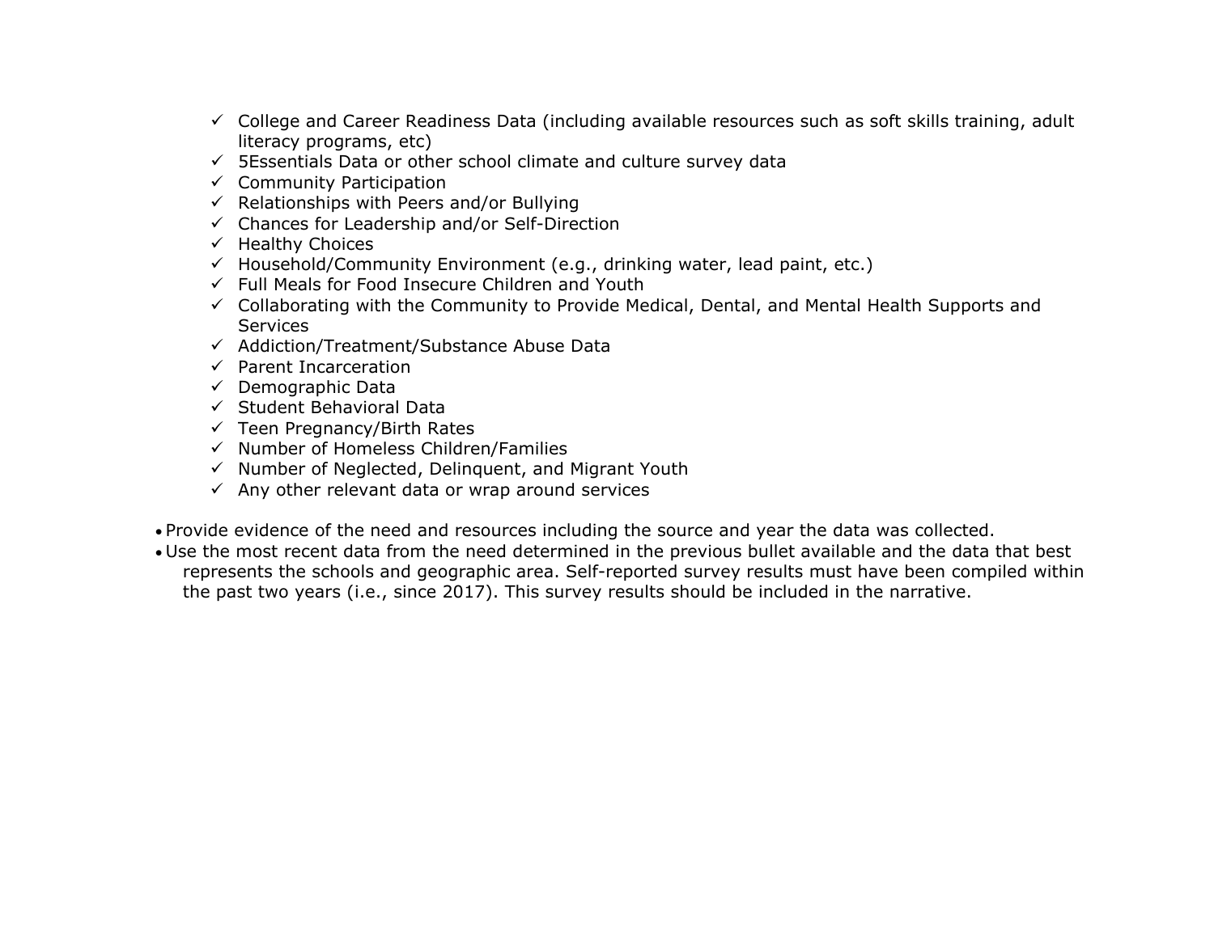- ✓ College and Career Readiness Data (including available resources such as soft skills training, adult literacy programs, etc)
- ✓ 5Essentials Data or other school climate and culture survey data
- ✓ Community Participation
- ✓ Relationships with Peers and/or Bullying
- ✓ Chances for Leadership and/or Self-Direction
- ✓ Healthy Choices
- ✓ Household/Community Environment (e.g., drinking water, lead paint, etc.)
- ✓ Full Meals for Food Insecure Children and Youth
- ✓ Collaborating with the Community to Provide Medical, Dental, and Mental Health Supports and Services
- ✓ Addiction/Treatment/Substance Abuse Data
- ✓ Parent Incarceration
- ✓ Demographic Data
- ✓ Student Behavioral Data
- ✓ Teen Pregnancy/Birth Rates
- ✓ Number of Homeless Children/Families
- ✓ Number of Neglected, Delinquent, and Migrant Youth
- ✓ Any other relevant data or wrap around services

- Provide evidence of the need and resources including the source and year the data was collected.
- Use the most recent data from the need determined in the previous bullet available and the data that best represents the schools and geographic area. Self-reported survey results must have been compiled within the past two years (i.e., since 2017). This survey results should be included in the narrative.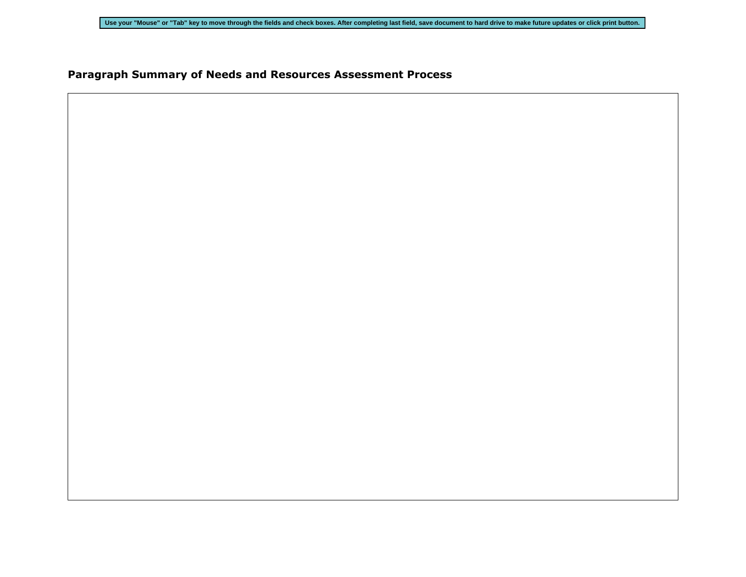Use your "Mouse" or "Tab" key to move through the fields and check boxes. After completing last field, save document to hard drive to make future updates or click print button.

## Paragraph Summary of Needs and Resources Assessment Process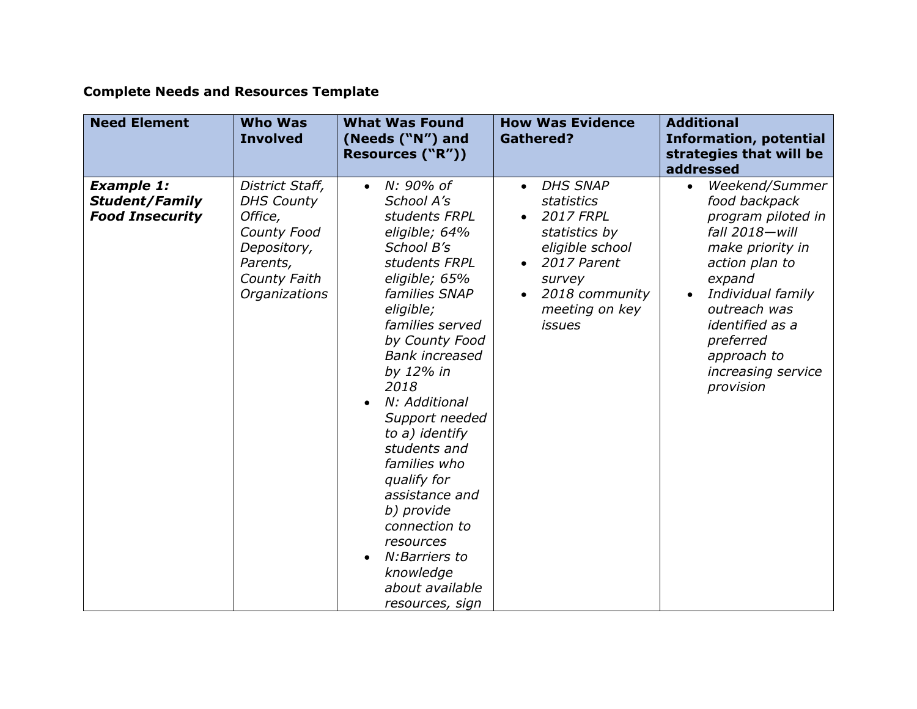**Complete Needs and Resources Template**

| Need Element | Who Was Involved | What Was Found (Needs ("N") and Resources ("R")) | How Was Evidence Gathered? | Additional Information, potential strategies that will be addressed |
|---|---|---|---|---|
| ***Example 1: Student/Family Food Insecurity*** | *District Staff, DHS County Office, County Food Depository, Parents, County Faith Organizations* | • *N: 90% of School A's students FRPL eligible; 64% School B's students FRPL eligible; 65% families SNAP eligible; families served by County Food Bank increased by 12% in 2018*<br>• *N: Additional Support needed to a) identify students and families who qualify for assistance and b) provide connection to resources*<br>• *N:Barriers to knowledge about available resources, sign* | • *DHS SNAP statistics*<br>• *2017 FRPL statistics by eligible school*<br>• *2017 Parent survey*<br>• *2018 community meeting on key issues* | • *Weekend/Summer food backpack program piloted in fall 2018—will make priority in action plan to expand*<br>• *Individual family outreach was identified as a preferred approach to increasing service provision* |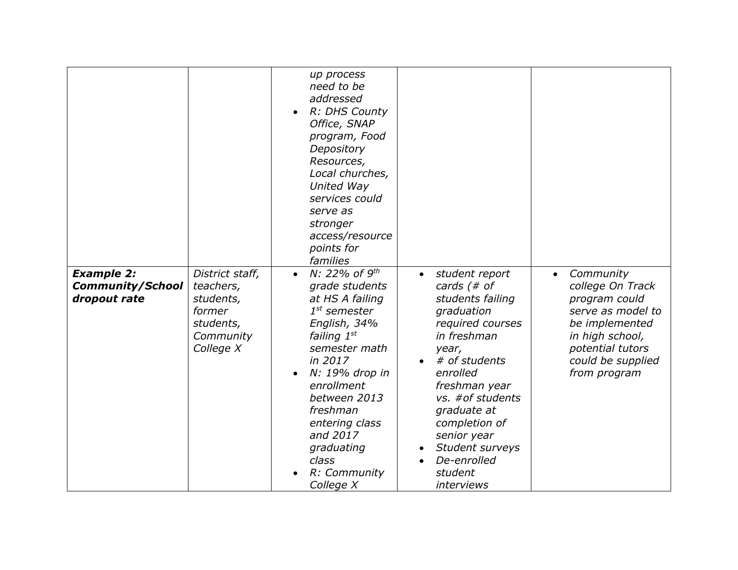| | | | | |
|---|---|---|---|---|
| | | *up process need to be addressed*<br>• *R: DHS County Office, SNAP program, Food Depository Resources, Local churches, United Way services could serve as stronger access/resource points for families* | | |
| ***Example 2: Community/School dropout rate*** | *District staff, teachers, students, former students, Community College X* | • *N: 22% of 9th grade students at HS A failing 1st semester English, 34% failing 1st semester math in 2017*<br>• *N: 19% drop in enrollment between 2013 freshman entering class and 2017 graduating class*<br>• *R: Community College X* | • *student report cards (# of students failing graduation required courses in freshman year,*<br>• *# of students enrolled freshman year vs. #of students graduate at completion of senior year*<br>• *Student surveys*<br>• *De-enrolled student interviews* | • *Community college On Track program could serve as model to be implemented in high school, potential tutors could be supplied from program* |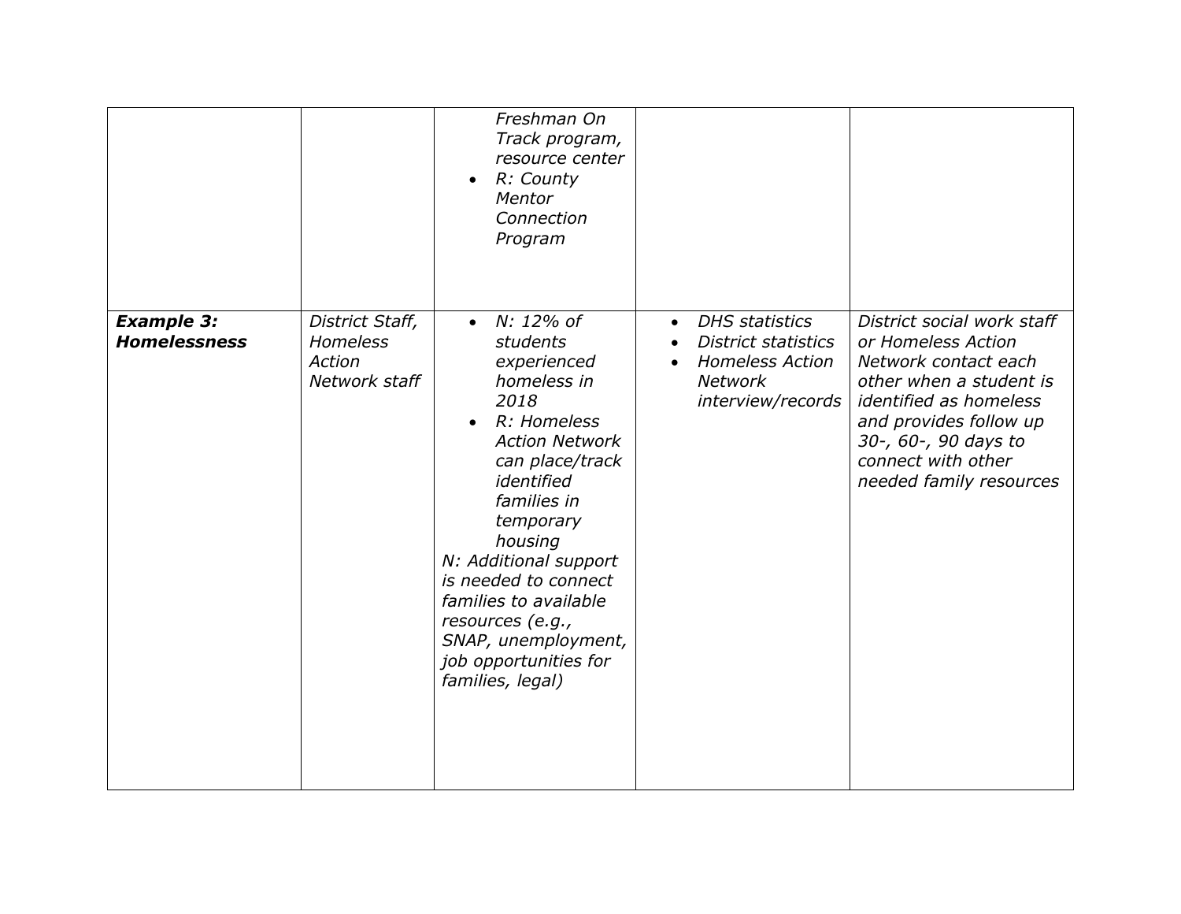| | | | | |
|---|---|---|---|---|
| | | <ul><li>*Freshman On Track program, resource center*</li><li>*R: County Mentor Connection Program*</li></ul> | | |
| ***Example 3: Homelessness*** | *District Staff, Homeless Action Network staff* | <ul><li>*N: 12% of students experienced homeless in 2018*</li><li>*R: Homeless Action Network can place/track identified families in temporary housing*</li></ul>*N: Additional support is needed to connect families to available resources (e.g., SNAP, unemployment, job opportunities for families, legal)* | <ul><li>*DHS statistics*</li><li>*District statistics*</li><li>*Homeless Action Network interview/records*</li></ul> | *District social work staff or Homeless Action Network contact each other when a student is identified as homeless and provides follow up 30-, 60-, 90 days to connect with other needed family resources* |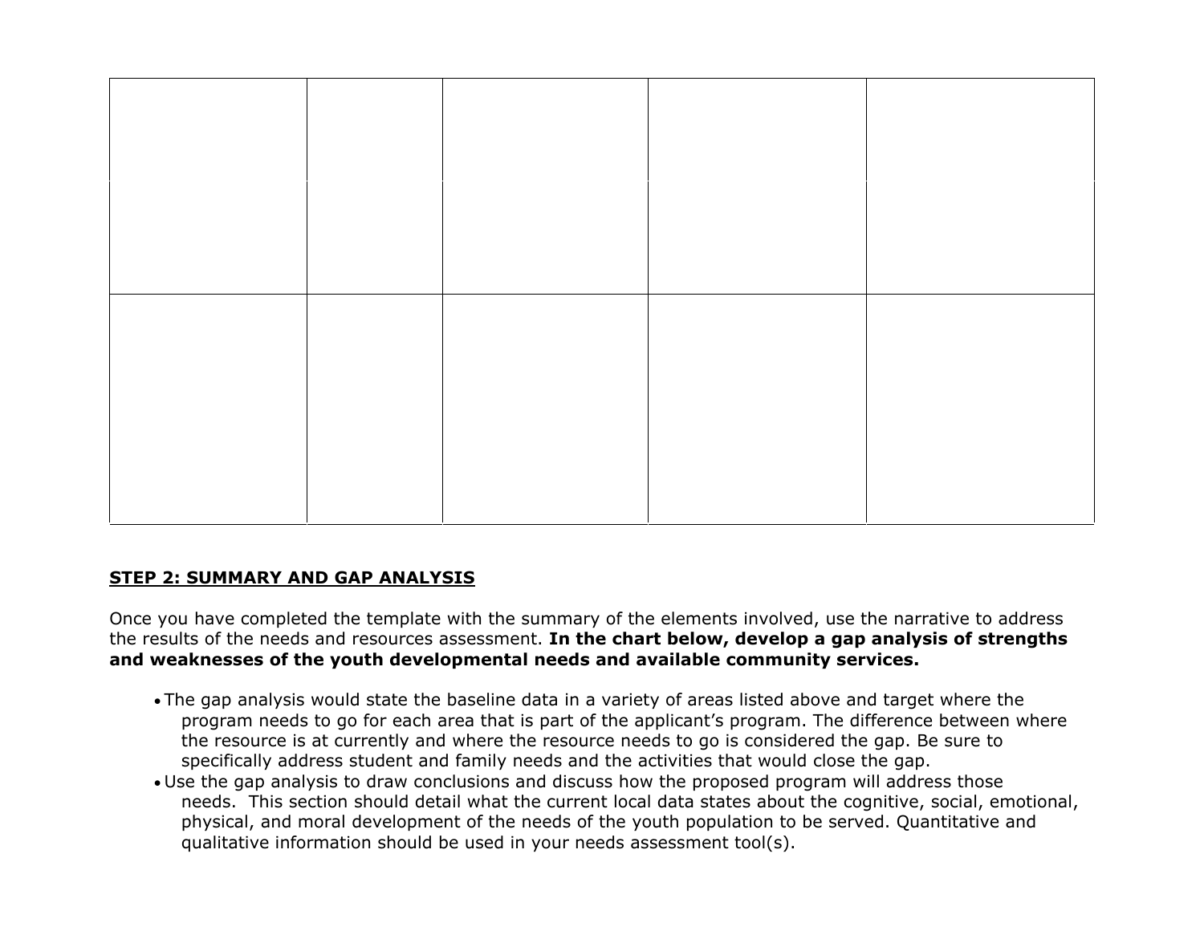| | | | | |
|---|---|---|---|---|
| | | | | |
| | | | | |
| | | | | |

**STEP 2: SUMMARY AND GAP ANALYSIS**

Once you have completed the template with the summary of the elements involved, use the narrative to address the results of the needs and resources assessment. **In the chart below, develop a gap analysis of strengths and weaknesses of the youth developmental needs and available community services.**

- The gap analysis would state the baseline data in a variety of areas listed above and target where the program needs to go for each area that is part of the applicant's program. The difference between where the resource is at currently and where the resource needs to go is considered the gap. Be sure to specifically address student and family needs and the activities that would close the gap.
- Use the gap analysis to draw conclusions and discuss how the proposed program will address those needs. This section should detail what the current local data states about the cognitive, social, emotional, physical, and moral development of the needs of the youth population to be served. Quantitative and qualitative information should be used in your needs assessment tool(s).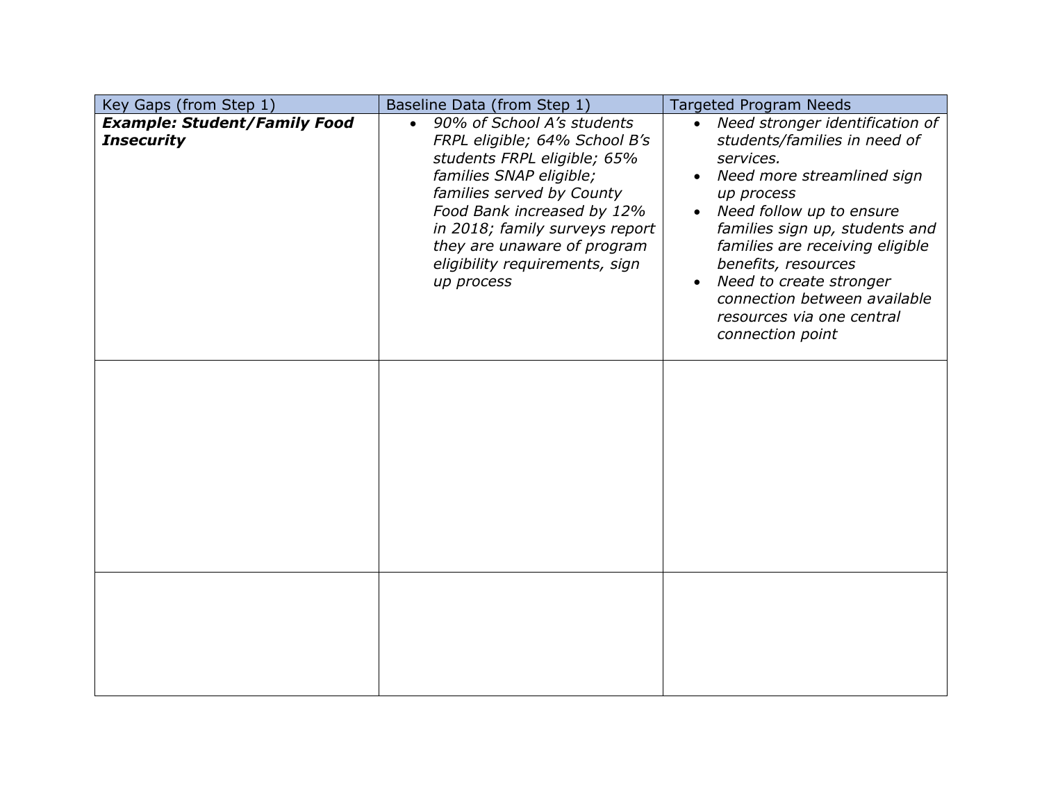| Key Gaps (from Step 1) | Baseline Data (from Step 1) | Targeted Program Needs |
|---|---|---|
| ***Example: Student/Family Food Insecurity*** | • *90% of School A's students FRPL eligible; 64% School B's students FRPL eligible; 65% families SNAP eligible; families served by County Food Bank increased by 12% in 2018; family surveys report they are unaware of program eligibility requirements, sign up process* | • *Need stronger identification of students/families in need of services.*<br>• *Need more streamlined sign up process*<br>• *Need follow up to ensure families sign up, students and families are receiving eligible benefits, resources*<br>• *Need to create stronger connection between available resources via one central connection point* |
| | | |
| | | |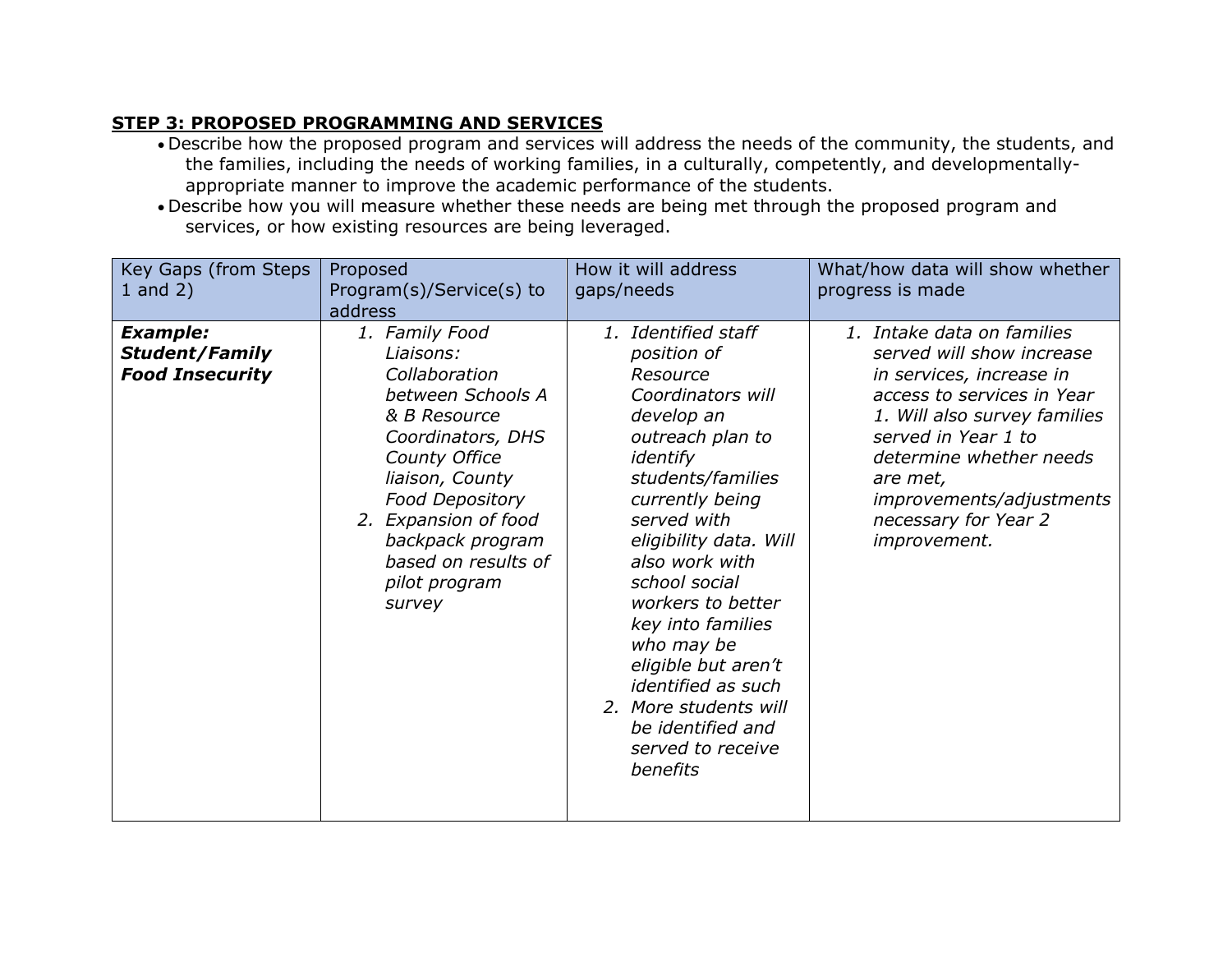**STEP 3: PROPOSED PROGRAMMING AND SERVICES**

- Describe how the proposed program and services will address the needs of the community, the students, and the families, including the needs of working families, in a culturally, competently, and developmentally-appropriate manner to improve the academic performance of the students.
- Describe how you will measure whether these needs are being met through the proposed program and services, or how existing resources are being leveraged.

| Key Gaps (from Steps 1 and 2) | Proposed Program(s)/Service(s) to address | How it will address gaps/needs | What/how data will show whether progress is made |
|---|---|---|---|
| ***Example: Student/Family Food Insecurity*** | *1. Family Food Liaisons: Collaboration between Schools A & B Resource Coordinators, DHS County Office liaison, County Food Depository*<br>*2. Expansion of food backpack program based on results of pilot program survey* | *1. Identified staff position of Resource Coordinators will develop an outreach plan to identify students/families currently being served with eligibility data. Will also work with school social workers to better key into families who may be eligible but aren't identified as such*<br>*2. More students will be identified and served to receive benefits* | *1. Intake data on families served will show increase in services, increase in access to services in Year 1. Will also survey families served in Year 1 to determine whether needs are met, improvements/adjustments necessary for Year 2 improvement.* |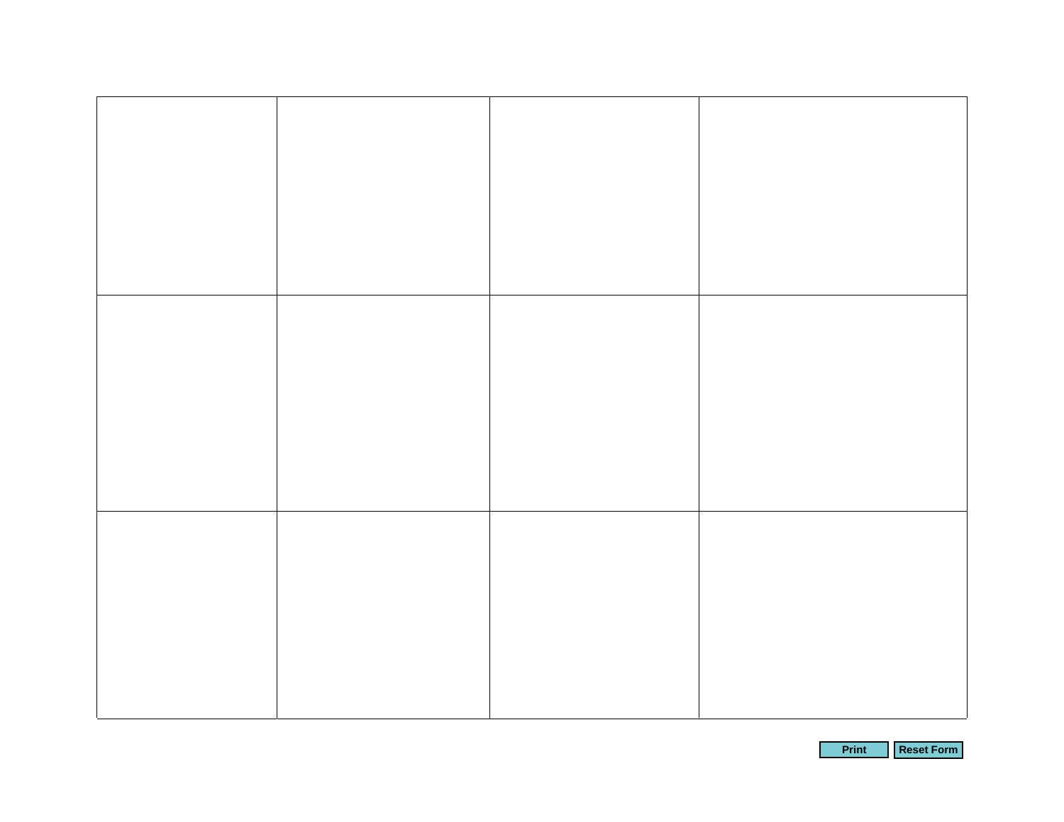| | | | |
|---|---|---|---|
| | | | |
| | | | |
| | | | |

Print Reset Form